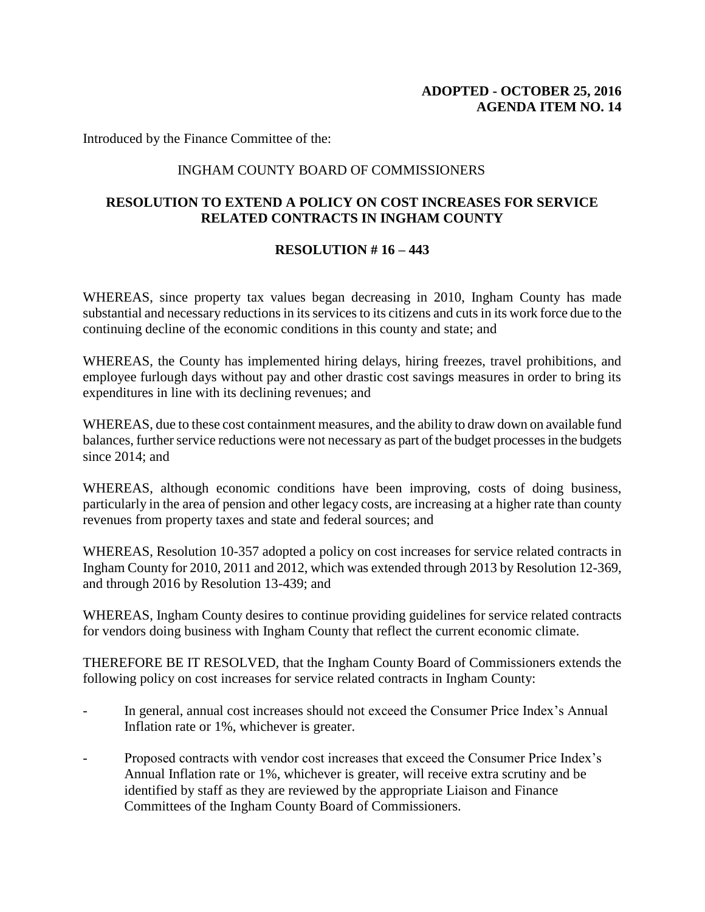**ADOPTED - OCTOBER 25, 2016**
**AGENDA ITEM NO. 14**

Introduced by the Finance Committee of the:

INGHAM COUNTY BOARD OF COMMISSIONERS

## RESOLUTION TO EXTEND A POLICY ON COST INCREASES FOR SERVICE RELATED CONTRACTS IN INGHAM COUNTY

### RESOLUTION # 16 – 443

WHEREAS, since property tax values began decreasing in 2010, Ingham County has made substantial and necessary reductions in its services to its citizens and cuts in its work force due to the continuing decline of the economic conditions in this county and state; and

WHEREAS, the County has implemented hiring delays, hiring freezes, travel prohibitions, and employee furlough days without pay and other drastic cost savings measures in order to bring its expenditures in line with its declining revenues; and

WHEREAS, due to these cost containment measures, and the ability to draw down on available fund balances, further service reductions were not necessary as part of the budget processes in the budgets since 2014; and

WHEREAS, although economic conditions have been improving, costs of doing business, particularly in the area of pension and other legacy costs, are increasing at a higher rate than county revenues from property taxes and state and federal sources; and

WHEREAS, Resolution 10-357 adopted a policy on cost increases for service related contracts in Ingham County for 2010, 2011 and 2012, which was extended through 2013 by Resolution 12-369, and through 2016 by Resolution 13-439; and

WHEREAS, Ingham County desires to continue providing guidelines for service related contracts for vendors doing business with Ingham County that reflect the current economic climate.

THEREFORE BE IT RESOLVED, that the Ingham County Board of Commissioners extends the following policy on cost increases for service related contracts in Ingham County:

- In general, annual cost increases should not exceed the Consumer Price Index's Annual Inflation rate or 1%, whichever is greater.
- Proposed contracts with vendor cost increases that exceed the Consumer Price Index's Annual Inflation rate or 1%, whichever is greater, will receive extra scrutiny and be identified by staff as they are reviewed by the appropriate Liaison and Finance Committees of the Ingham County Board of Commissioners.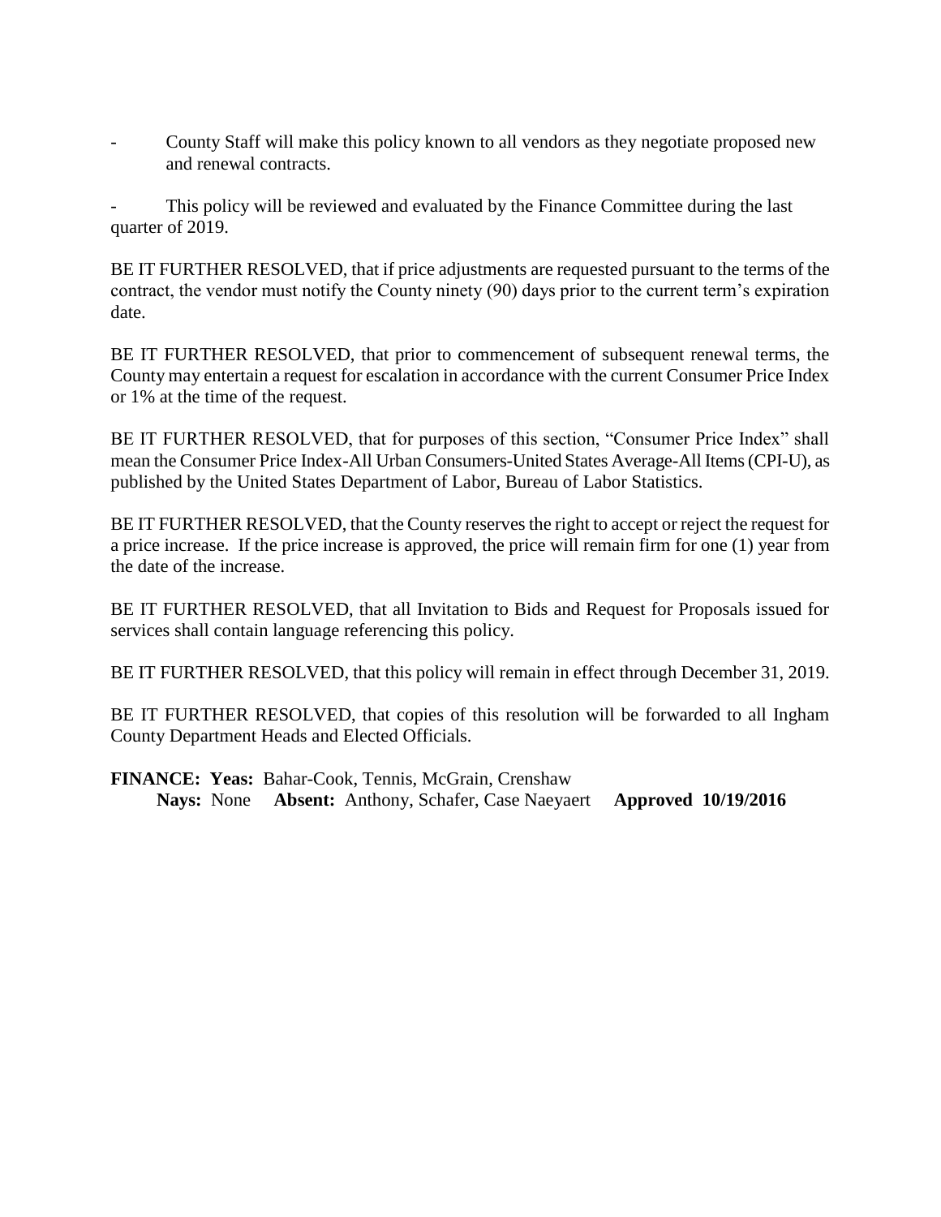- County Staff will make this policy known to all vendors as they negotiate proposed new and renewal contracts.

- This policy will be reviewed and evaluated by the Finance Committee during the last quarter of 2019.

BE IT FURTHER RESOLVED, that if price adjustments are requested pursuant to the terms of the contract, the vendor must notify the County ninety (90) days prior to the current term's expiration date.

BE IT FURTHER RESOLVED, that prior to commencement of subsequent renewal terms, the County may entertain a request for escalation in accordance with the current Consumer Price Index or 1% at the time of the request.

BE IT FURTHER RESOLVED, that for purposes of this section, "Consumer Price Index" shall mean the Consumer Price Index-All Urban Consumers-United States Average-All Items (CPI-U), as published by the United States Department of Labor, Bureau of Labor Statistics.

BE IT FURTHER RESOLVED, that the County reserves the right to accept or reject the request for a price increase. If the price increase is approved, the price will remain firm for one (1) year from the date of the increase.

BE IT FURTHER RESOLVED, that all Invitation to Bids and Request for Proposals issued for services shall contain language referencing this policy.

BE IT FURTHER RESOLVED, that this policy will remain in effect through December 31, 2019.

BE IT FURTHER RESOLVED, that copies of this resolution will be forwarded to all Ingham County Department Heads and Elected Officials.

**FINANCE: Yeas:** Bahar-Cook, Tennis, McGrain, Crenshaw
**Nays:** None **Absent:** Anthony, Schafer, Case Naeyaert **Approved 10/19/2016**